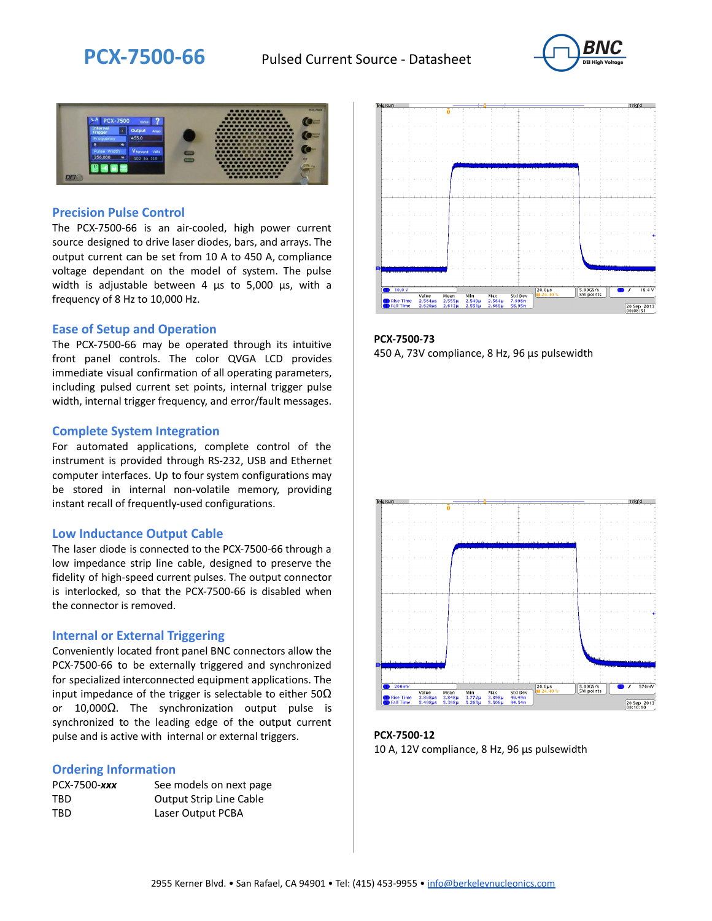# PCX-7500-66

Pulsed Current Source - Datasheet

## Precision Pulse Control

The PCX-7500-66 is an air-cooled, high power current source designed to drive laser diodes, bars, and arrays. The output current can be set from 10 A to 450 A, compliance voltage dependant on the model of system. The pulse width is adjustable between 4 µs to 5,000 µs, with a frequency of 8 Hz to 10,000 Hz.

## Ease of Setup and Operation

The PCX-7500-66 may be operated through its intuitive front panel controls. The color QVGA LCD provides immediate visual confirmation of all operating parameters, including pulsed current set points, internal trigger pulse width, internal trigger frequency, and error/fault messages.

## Complete System Integration

For automated applications, complete control of the instrument is provided through RS-232, USB and Ethernet computer interfaces. Up to four system configurations may be stored in internal non-volatile memory, providing instant recall of frequently-used configurations.

## Low Inductance Output Cable

The laser diode is connected to the PCX-7500-66 through a low impedance strip line cable, designed to preserve the fidelity of high-speed current pulses. The output connector is interlocked, so that the PCX-7500-66 is disabled when the connector is removed.

## Internal or External Triggering

Conveniently located front panel BNC connectors allow the PCX-7500-66 to be externally triggered and synchronized for specialized interconnected equipment applications. The input impedance of the trigger is selectable to either 50Ω or 10,000Ω. The synchronization output pulse is synchronized to the leading edge of the output current pulse and is active with internal or external triggers.

## Ordering Information

| | |
|---|---|
| PCX-7500-***xxx*** | See models on next page |
| TBD | Output Strip Line Cable |
| TBD | Laser Output PCBA |

**PCX-7500-73**
450 A, 73V compliance, 8 Hz, 96 µs pulsewidth

**PCX-7500-12**
10 A, 12V compliance, 8 Hz, 96 µs pulsewidth

2955 Kerner Blvd. • San Rafael, CA 94901 • Tel: (415) 453-9955 • info@berkeleynucleonics.com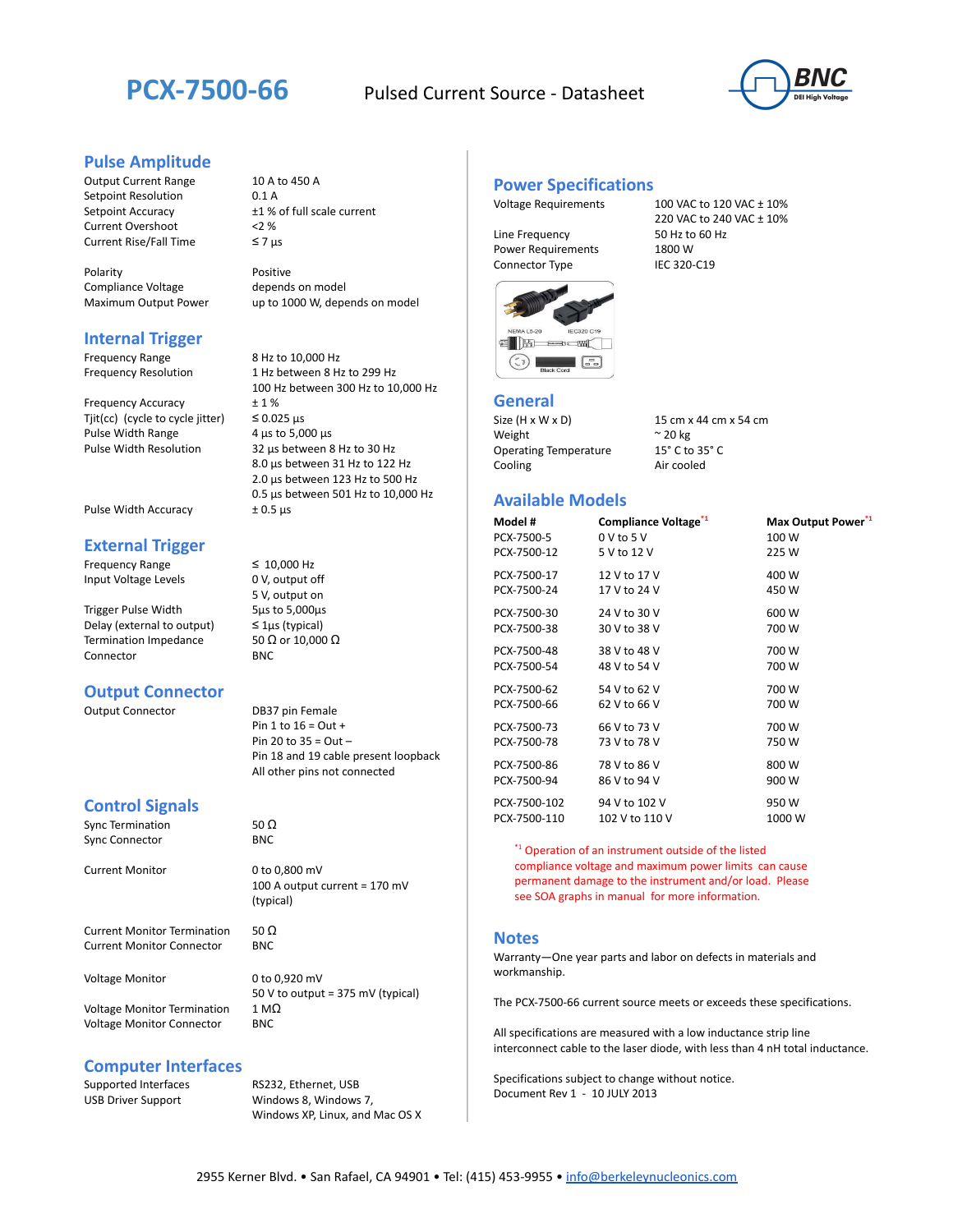# PCX-7500-66

Pulsed Current Source - Datasheet

## Pulse Amplitude

| | |
|---|---|
| Output Current Range | 10 A to 450 A |
| Setpoint Resolution | 0.1 A |
| Setpoint Accuracy | ±1 % of full scale current |
| Current Overshoot | <2 % |
| Current Rise/Fall Time | ≤ 7 µs |
| Polarity | Positive |
| Compliance Voltage | depends on model |
| Maximum Output Power | up to 1000 W, depends on model |

## Internal Trigger

| | |
|---|---|
| Frequency Range | 8 Hz to 10,000 Hz |
| Frequency Resolution | 1 Hz between 8 Hz to 299 Hz<br>100 Hz between 300 Hz to 10,000 Hz |
| Frequency Accuracy | ± 1 % |
| Tjit(cc) (cycle to cycle jitter) | ≤ 0.025 µs |
| Pulse Width Range | 4 µs to 5,000 µs |
| Pulse Width Resolution | 32 µs between 8 Hz to 30 Hz<br>8.0 µs between 31 Hz to 122 Hz<br>2.0 µs between 123 Hz to 500 Hz<br>0.5 µs between 501 Hz to 10,000 Hz |
| Pulse Width Accuracy | ± 0.5 µs |

## External Trigger

| | |
|---|---|
| Frequency Range | ≤ 10,000 Hz |
| Input Voltage Levels | 0 V, output off<br>5 V, output on |
| Trigger Pulse Width | 5µs to 5,000µs |
| Delay (external to output) | ≤ 1µs (typical) |
| Termination Impedance | 50 Ω or 10,000 Ω |
| Connector | BNC |

## Output Connector

| | |
|---|---|
| Output Connector | DB37 pin Female<br>Pin 1 to 16 = Out +<br>Pin 20 to 35 = Out –<br>Pin 18 and 19 cable present loopback<br>All other pins not connected |

## Control Signals

| | |
|---|---|
| Sync Termination | 50 Ω |
| Sync Connector | BNC |
| Current Monitor | 0 to 0,800 mV<br>100 A output current = 170 mV (typical) |
| Current Monitor Termination | 50 Ω |
| Current Monitor Connector | BNC |
| Voltage Monitor | 0 to 0,920 mV<br>50 V to output = 375 mV (typical) |
| Voltage Monitor Termination | 1 MΩ |
| Voltage Monitor Connector | BNC |

## Computer Interfaces

| | |
|---|---|
| Supported Interfaces | RS232, Ethernet, USB |
| USB Driver Support | Windows 8, Windows 7,<br>Windows XP, Linux, and Mac OS X |

## Power Specifications

| | |
|---|---|
| Voltage Requirements | 100 VAC to 120 VAC ± 10%<br>220 VAC to 240 VAC ± 10% |
| Line Frequency | 50 Hz to 60 Hz |
| Power Requirements | 1800 W |
| Connector Type | IEC 320-C19 |

NEMA L5-20  IEC320 C19  Black Cord

## General

| | |
|---|---|
| Size (H x W x D) | 15 cm x 44 cm x 54 cm |
| Weight | ~ 20 kg |
| Operating Temperature | 15° C to 35° C |
| Cooling | Air cooled |

## Available Models

| Model # | Compliance Voltage[*1] | Max Output Power[*1] |
|---|---|---|
| PCX-7500-5 | 0 V to 5 V | 100 W |
| PCX-7500-12 | 5 V to 12 V | 225 W |
| PCX-7500-17 | 12 V to 17 V | 400 W |
| PCX-7500-24 | 17 V to 24 V | 450 W |
| PCX-7500-30 | 24 V to 30 V | 600 W |
| PCX-7500-38 | 30 V to 38 V | 700 W |
| PCX-7500-48 | 38 V to 48 V | 700 W |
| PCX-7500-54 | 48 V to 54 V | 700 W |
| PCX-7500-62 | 54 V to 62 V | 700 W |
| PCX-7500-66 | 62 V to 66 V | 700 W |
| PCX-7500-73 | 66 V to 73 V | 700 W |
| PCX-7500-78 | 73 V to 78 V | 750 W |
| PCX-7500-86 | 78 V to 86 V | 800 W |
| PCX-7500-94 | 86 V to 94 V | 900 W |
| PCX-7500-102 | 94 V to 102 V | 950 W |
| PCX-7500-110 | 102 V to 110 V | 1000 W |

[*1] Operation of an instrument outside of the listed compliance voltage and maximum power limits can cause permanent damage to the instrument and/or load. Please see SOA graphs in manual for more information.

## Notes

Warranty—One year parts and labor on defects in materials and workmanship.

The PCX-7500-66 current source meets or exceeds these specifications.

All specifications are measured with a low inductance strip line interconnect cable to the laser diode, with less than 4 nH total inductance.

Specifications subject to change without notice.
Document Rev 1 - 10 JULY 2013

2955 Kerner Blvd. • San Rafael, CA 94901 • Tel: (415) 453-9955 • info@berkeleynucleonics.com